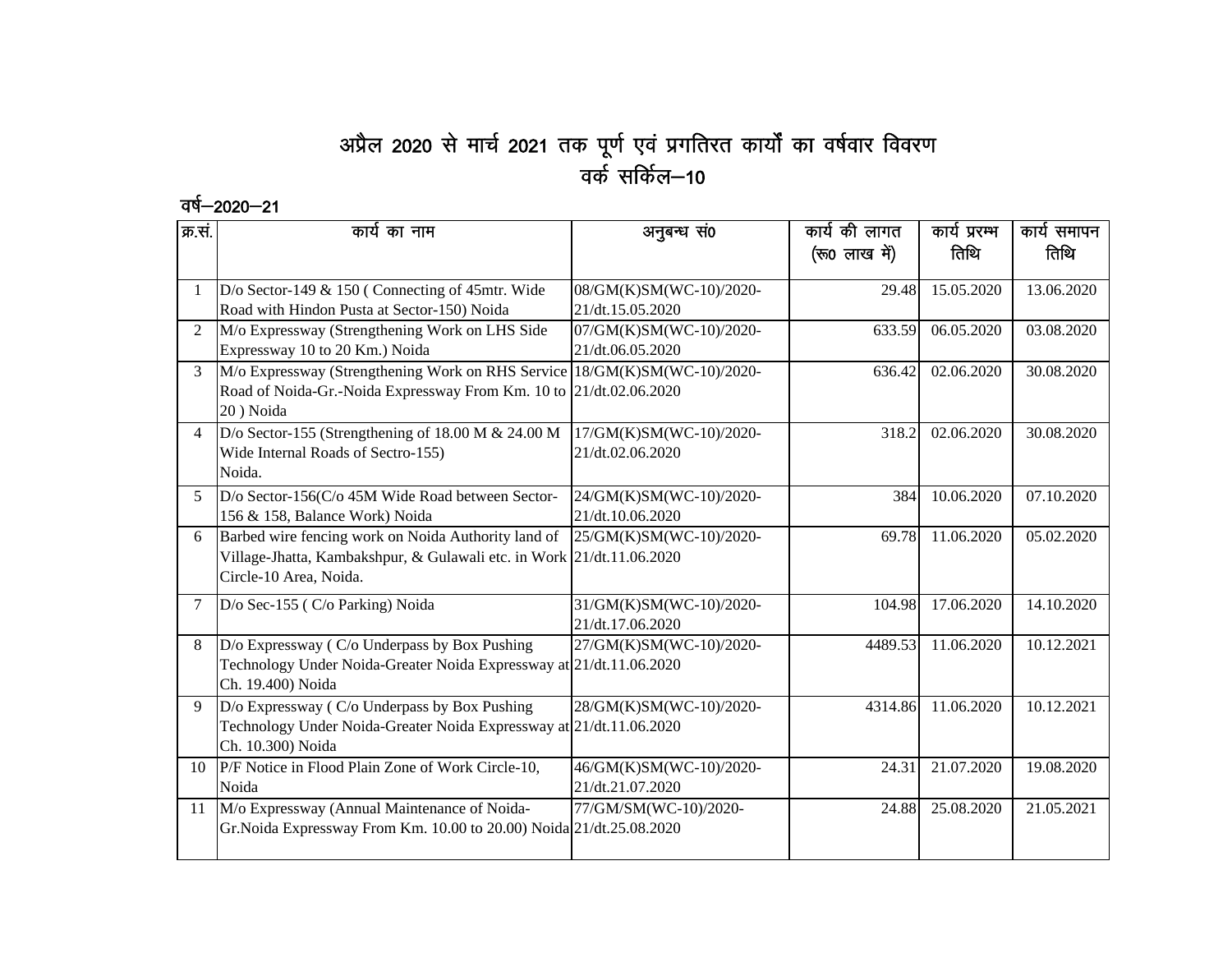# अप्रैल 2020 से मार्च 2021 तक पूर्ण एवं प्रगतिरत कार्यों का वर्षवार विवरण

## वर्क सर्किल–10

वर्ष–2020–21

| क्र.सं. | कार्य का नाम | अनुबन्ध सं0 | कार्य की लागत (रू0 लाख में) | कार्य प्रारम्भ तिथि | कार्य समापन तिथि |
|---|---|---|---|---|---|
| 1 | D/o Sector-149 & 150 ( Connecting of 45mtr. Wide Road with Hindon Pusta at Sector-150) Noida | 08/GM(K)SM(WC-10)/2020-21/dt.15.05.2020 | 29.48 | 15.05.2020 | 13.06.2020 |
| 2 | M/o Expressway (Strengthening Work on LHS Side Expressway 10 to 20 Km.) Noida | 07/GM(K)SM(WC-10)/2020-21/dt.06.05.2020 | 633.59 | 06.05.2020 | 03.08.2020 |
| 3 | M/o Expressway (Strengthening Work on RHS Service Road of Noida-Gr.-Noida Expressway From Km. 10 to 20 ) Noida | 18/GM(K)SM(WC-10)/2020-21/dt.02.06.2020 | 636.42 | 02.06.2020 | 30.08.2020 |
| 4 | D/o Sector-155 (Strengthening of 18.00 M & 24.00 M Wide Internal Roads of Sectro-155) Noida. | 17/GM(K)SM(WC-10)/2020-21/dt.02.06.2020 | 318.2 | 02.06.2020 | 30.08.2020 |
| 5 | D/o Sector-156(C/o 45M Wide Road between Sector-156 & 158, Balance Work) Noida | 24/GM(K)SM(WC-10)/2020-21/dt.10.06.2020 | 384 | 10.06.2020 | 07.10.2020 |
| 6 | Barbed wire fencing work on Noida Authority land of Village-Jhatta, Kambakshpur, & Gulawali etc. in Work Circle-10 Area, Noida. | 25/GM(K)SM(WC-10)/2020-21/dt.11.06.2020 | 69.78 | 11.06.2020 | 05.02.2020 |
| 7 | D/o Sec-155 ( C/o Parking) Noida | 31/GM(K)SM(WC-10)/2020-21/dt.17.06.2020 | 104.98 | 17.06.2020 | 14.10.2020 |
| 8 | D/o Expressway ( C/o Underpass by Box Pushing Technology Under Noida-Greater Noida Expressway at Ch. 19.400) Noida | 27/GM(K)SM(WC-10)/2020-21/dt.11.06.2020 | 4489.53 | 11.06.2020 | 10.12.2021 |
| 9 | D/o Expressway ( C/o Underpass by Box Pushing Technology Under Noida-Greater Noida Expressway at Ch. 10.300) Noida | 28/GM(K)SM(WC-10)/2020-21/dt.11.06.2020 | 4314.86 | 11.06.2020 | 10.12.2021 |
| 10 | P/F Notice in Flood Plain Zone of Work Circle-10, Noida | 46/GM(K)SM(WC-10)/2020-21/dt.21.07.2020 | 24.31 | 21.07.2020 | 19.08.2020 |
| 11 | M/o Expressway (Annual Maintenance of Noida-Gr.Noida Expressway From Km. 10.00 to 20.00) Noida | 77/GM/SM(WC-10)/2020-21/dt.25.08.2020 | 24.88 | 25.08.2020 | 21.05.2021 |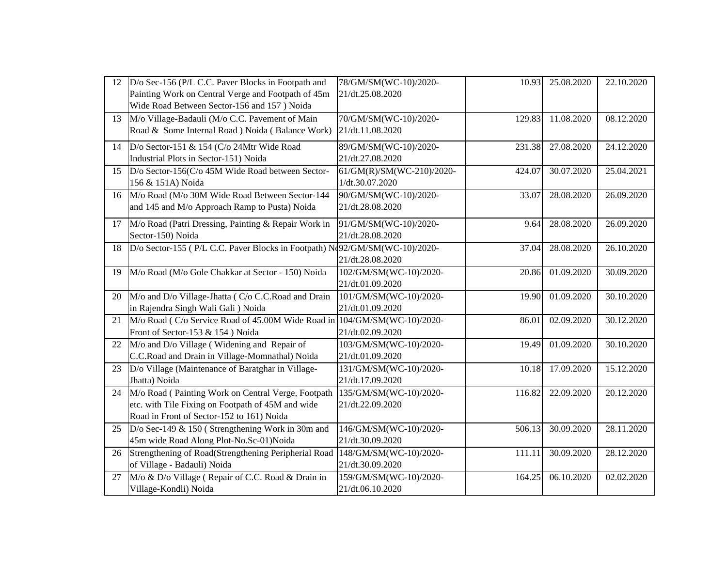| 12 | D/o Sec-156 (P/L C.C. Paver Blocks in Footpath and Painting Work on Central Verge and Footpath of 45m Wide Road Between Sector-156 and 157 ) Noida | 78/GM/SM(WC-10)/2020-21/dt.25.08.2020 | 10.93 | 25.08.2020 | 22.10.2020 |
|---|---|---|---|---|---|
| 13 | M/o Village-Badauli (M/o C.C. Pavement of Main Road & Some Internal Road ) Noida ( Balance Work) | 70/GM/SM(WC-10)/2020-21/dt.11.08.2020 | 129.83 | 11.08.2020 | 08.12.2020 |
| 14 | D/o Sector-151 & 154 (C/o 24Mtr Wide Road Industrial Plots in Sector-151) Noida | 89/GM/SM(WC-10)/2020-21/dt.27.08.2020 | 231.38 | 27.08.2020 | 24.12.2020 |
| 15 | D/o Sector-156(C/o 45M Wide Road between Sector-156 & 151A) Noida | 61/GM(R)/SM(WC-210)/2020-1/dt.30.07.2020 | 424.07 | 30.07.2020 | 25.04.2021 |
| 16 | M/o Road (M/o 30M Wide Road Between Sector-144 and 145 and M/o Approach Ramp to Pusta) Noida | 90/GM/SM(WC-10)/2020-21/dt.28.08.2020 | 33.07 | 28.08.2020 | 26.09.2020 |
| 17 | M/o Road (Patri Dressing, Painting & Repair Work in Sector-150) Noida | 91/GM/SM(WC-10)/2020-21/dt.28.08.2020 | 9.64 | 28.08.2020 | 26.09.2020 |
| 18 | D/o Sector-155 ( P/L C.C. Paver Blocks in Footpath) No | 92/GM/SM(WC-10)/2020-21/dt.28.08.2020 | 37.04 | 28.08.2020 | 26.10.2020 |
| 19 | M/o Road (M/o Gole Chakkar at Sector - 150) Noida | 102/GM/SM(WC-10)/2020-21/dt.01.09.2020 | 20.86 | 01.09.2020 | 30.09.2020 |
| 20 | M/o and D/o Village-Jhatta ( C/o C.C.Road and Drain in Rajendra Singh Wali Gali ) Noida | 101/GM/SM(WC-10)/2020-21/dt.01.09.2020 | 19.90 | 01.09.2020 | 30.10.2020 |
| 21 | M/o Road ( C/o Service Road of 45.00M Wide Road in Front of Sector-153 & 154 ) Noida | 104/GM/SM(WC-10)/2020-21/dt.02.09.2020 | 86.01 | 02.09.2020 | 30.12.2020 |
| 22 | M/o and D/o Village ( Widening and Repair of C.C.Road and Drain in Village-Momnathal) Noida | 103/GM/SM(WC-10)/2020-21/dt.01.09.2020 | 19.49 | 01.09.2020 | 30.10.2020 |
| 23 | D/o Village (Maintenance of Baratghar in Village-Jhatta) Noida | 131/GM/SM(WC-10)/2020-21/dt.17.09.2020 | 10.18 | 17.09.2020 | 15.12.2020 |
| 24 | M/o Road ( Painting Work on Central Verge, Footpath etc. with Tile Fixing on Footpath of 45M and wide Road in Front of Sector-152 to 161) Noida | 135/GM/SM(WC-10)/2020-21/dt.22.09.2020 | 116.82 | 22.09.2020 | 20.12.2020 |
| 25 | D/o Sec-149 & 150 ( Strengthening Work in 30m and 45m wide Road Along Plot-No.Sc-01)Noida | 146/GM/SM(WC-10)/2020-21/dt.30.09.2020 | 506.13 | 30.09.2020 | 28.11.2020 |
| 26 | Strengthening of Road(Strengthening Peripherial Road of Village - Badauli) Noida | 148/GM/SM(WC-10)/2020-21/dt.30.09.2020 | 111.11 | 30.09.2020 | 28.12.2020 |
| 27 | M/o & D/o Village ( Repair of C.C. Road & Drain in Village-Kondli) Noida | 159/GM/SM(WC-10)/2020-21/dt.06.10.2020 | 164.25 | 06.10.2020 | 02.02.2020 |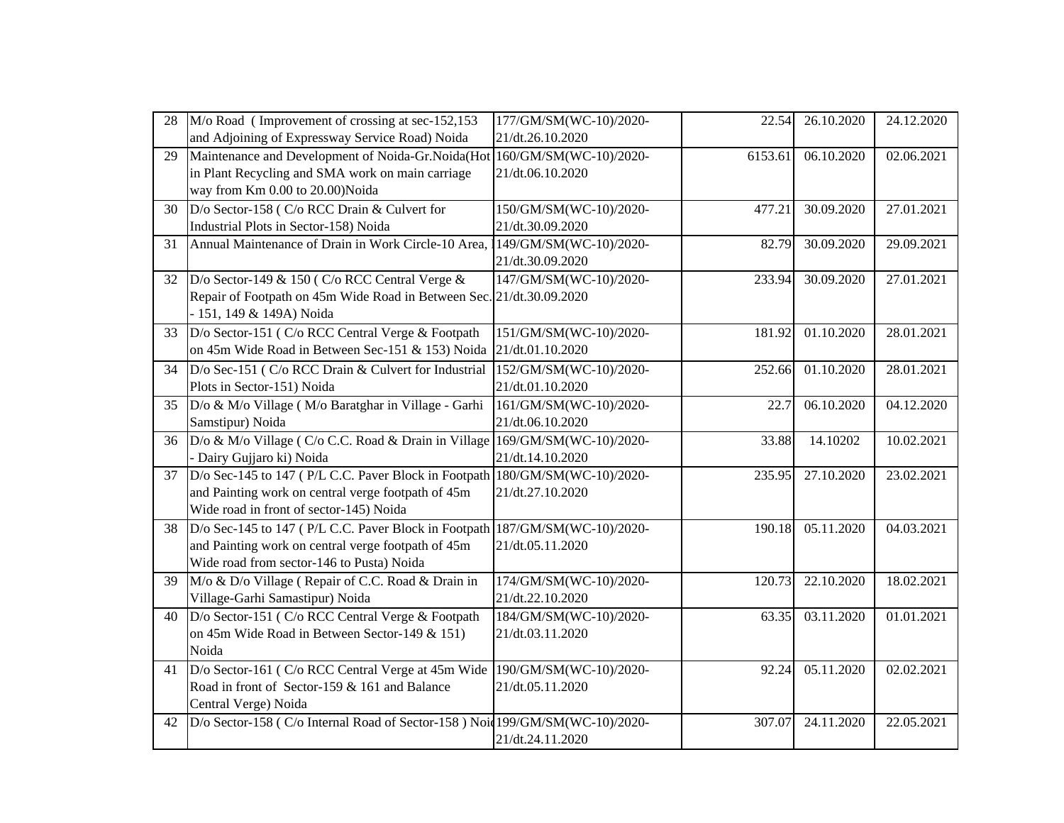| | | | | | |
|---|---|---|---|---|---|
| 28 | M/o Road ( Improvement of crossing at sec-152,153 and Adjoining of Expressway Service Road) Noida | 177/GM/SM(WC-10)/2020-21/dt.26.10.2020 | 22.54 | 26.10.2020 | 24.12.2020 |
| 29 | Maintenance and Development of Noida-Gr.Noida(Hot in Plant Recycling and SMA work on main carriage way from Km 0.00 to 20.00)Noida | 160/GM/SM(WC-10)/2020-21/dt.06.10.2020 | 6153.61 | 06.10.2020 | 02.06.2021 |
| 30 | D/o Sector-158 ( C/o RCC Drain & Culvert for Industrial Plots in Sector-158) Noida | 150/GM/SM(WC-10)/2020-21/dt.30.09.2020 | 477.21 | 30.09.2020 | 27.01.2021 |
| 31 | Annual Maintenance of Drain in Work Circle-10 Area, | 149/GM/SM(WC-10)/2020-21/dt.30.09.2020 | 82.79 | 30.09.2020 | 29.09.2021 |
| 32 | D/o Sector-149 & 150 ( C/o RCC Central Verge & Repair of Footpath on 45m Wide Road in Between Sec. - 151, 149 & 149A) Noida | 147/GM/SM(WC-10)/2020-21/dt.30.09.2020 | 233.94 | 30.09.2020 | 27.01.2021 |
| 33 | D/o Sector-151 ( C/o RCC Central Verge & Footpath on 45m Wide Road in Between Sec-151 & 153) Noida | 151/GM/SM(WC-10)/2020-21/dt.01.10.2020 | 181.92 | 01.10.2020 | 28.01.2021 |
| 34 | D/o Sec-151 ( C/o RCC Drain & Culvert for Industrial Plots in Sector-151) Noida | 152/GM/SM(WC-10)/2020-21/dt.01.10.2020 | 252.66 | 01.10.2020 | 28.01.2021 |
| 35 | D/o & M/o Village ( M/o Baratghar in Village - Garhi Samstipur) Noida | 161/GM/SM(WC-10)/2020-21/dt.06.10.2020 | 22.7 | 06.10.2020 | 04.12.2020 |
| 36 | D/o & M/o Village ( C/o C.C. Road & Drain in Village - Dairy Gujjaro ki) Noida | 169/GM/SM(WC-10)/2020-21/dt.14.10.2020 | 33.88 | 14.10202 | 10.02.2021 |
| 37 | D/o Sec-145 to 147 ( P/L C.C. Paver Block in Footpath and Painting work on central verge footpath of 45m Wide road in front of sector-145) Noida | 180/GM/SM(WC-10)/2020-21/dt.27.10.2020 | 235.95 | 27.10.2020 | 23.02.2021 |
| 38 | D/o Sec-145 to 147 ( P/L C.C. Paver Block in Footpath and Painting work on central verge footpath of 45m Wide road from sector-146 to Pusta) Noida | 187/GM/SM(WC-10)/2020-21/dt.05.11.2020 | 190.18 | 05.11.2020 | 04.03.2021 |
| 39 | M/o & D/o Village ( Repair of C.C. Road & Drain in Village-Garhi Samastipur) Noida | 174/GM/SM(WC-10)/2020-21/dt.22.10.2020 | 120.73 | 22.10.2020 | 18.02.2021 |
| 40 | D/o Sector-151 ( C/o RCC Central Verge & Footpath on 45m Wide Road in Between Sector-149 & 151) Noida | 184/GM/SM(WC-10)/2020-21/dt.03.11.2020 | 63.35 | 03.11.2020 | 01.01.2021 |
| 41 | D/o Sector-161 ( C/o RCC Central Verge at 45m Wide Road in front of Sector-159 & 161 and Balance Central Verge) Noida | 190/GM/SM(WC-10)/2020-21/dt.05.11.2020 | 92.24 | 05.11.2020 | 02.02.2021 |
| 42 | D/o Sector-158 ( C/o Internal Road of Sector-158 ) Noi | 199/GM/SM(WC-10)/2020-21/dt.24.11.2020 | 307.07 | 24.11.2020 | 22.05.2021 |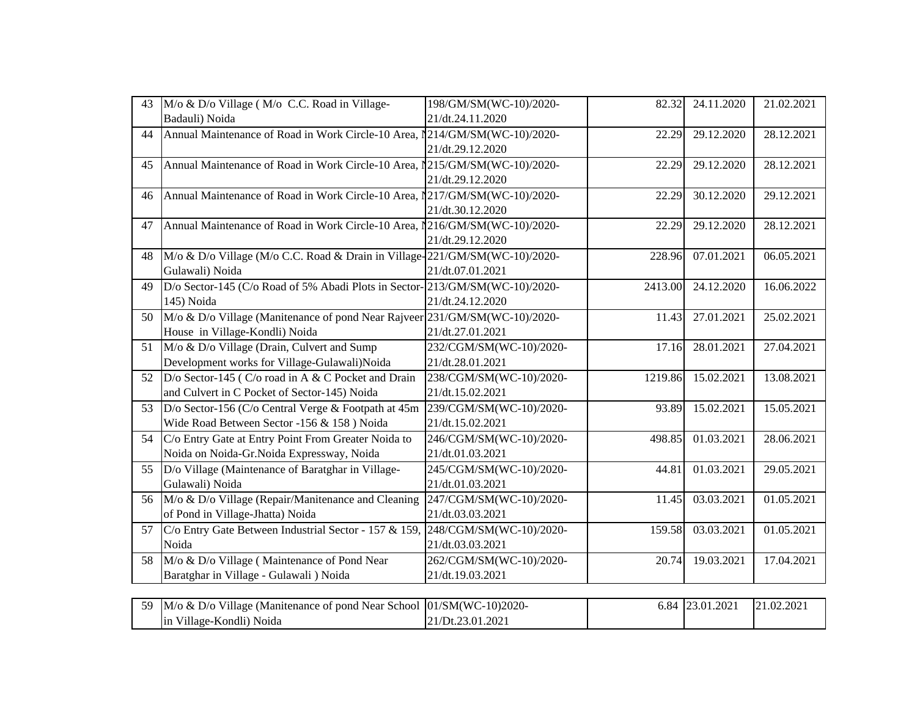| | | | | | |
|---|---|---|---|---|---|
| 43 | M/o & D/o Village ( M/o C.C. Road in Village-Badauli) Noida | 198/GM/SM(WC-10)/2020-21/dt.24.11.2020 | 82.32 | 24.11.2020 | 21.02.2021 |
| 44 | Annual Maintenance of Road in Work Circle-10 Area, N | 214/GM/SM(WC-10)/2020-21/dt.29.12.2020 | 22.29 | 29.12.2020 | 28.12.2021 |
| 45 | Annual Maintenance of Road in Work Circle-10 Area, N | 215/GM/SM(WC-10)/2020-21/dt.29.12.2020 | 22.29 | 29.12.2020 | 28.12.2021 |
| 46 | Annual Maintenance of Road in Work Circle-10 Area, N | 217/GM/SM(WC-10)/2020-21/dt.30.12.2020 | 22.29 | 30.12.2020 | 29.12.2021 |
| 47 | Annual Maintenance of Road in Work Circle-10 Area, N | 216/GM/SM(WC-10)/2020-21/dt.29.12.2020 | 22.29 | 29.12.2020 | 28.12.2021 |
| 48 | M/o & D/o Village (M/o C.C. Road & Drain in Village-Gulawali) Noida | 221/GM/SM(WC-10)/2020-21/dt.07.01.2021 | 228.96 | 07.01.2021 | 06.05.2021 |
| 49 | D/o Sector-145 (C/o Road of 5% Abadi Plots in Sector-145) Noida | 213/GM/SM(WC-10)/2020-21/dt.24.12.2020 | 2413.00 | 24.12.2020 | 16.06.2022 |
| 50 | M/o & D/o Village (Manitenance of pond Near Rajveer House in Village-Kondli) Noida | 231/GM/SM(WC-10)/2020-21/dt.27.01.2021 | 11.43 | 27.01.2021 | 25.02.2021 |
| 51 | M/o & D/o Village (Drain, Culvert and Sump Development works for Village-Gulawali)Noida | 232/CGM/SM(WC-10)/2020-21/dt.28.01.2021 | 17.16 | 28.01.2021 | 27.04.2021 |
| 52 | D/o Sector-145 ( C/o road in A & C Pocket and Drain and Culvert in C Pocket of Sector-145) Noida | 238/CGM/SM(WC-10)/2020-21/dt.15.02.2021 | 1219.86 | 15.02.2021 | 13.08.2021 |
| 53 | D/o Sector-156 (C/o Central Verge & Footpath at 45m Wide Road Between Sector -156 & 158 ) Noida | 239/CGM/SM(WC-10)/2020-21/dt.15.02.2021 | 93.89 | 15.02.2021 | 15.05.2021 |
| 54 | C/o Entry Gate at Entry Point From Greater Noida to Noida on Noida-Gr.Noida Expressway, Noida | 246/CGM/SM(WC-10)/2020-21/dt.01.03.2021 | 498.85 | 01.03.2021 | 28.06.2021 |
| 55 | D/o Village (Maintenance of Baratghar in Village-Gulawali) Noida | 245/CGM/SM(WC-10)/2020-21/dt.01.03.2021 | 44.81 | 01.03.2021 | 29.05.2021 |
| 56 | M/o & D/o Village (Repair/Manitenance and Cleaning of Pond in Village-Jhatta) Noida | 247/CGM/SM(WC-10)/2020-21/dt.03.03.2021 | 11.45 | 03.03.2021 | 01.05.2021 |
| 57 | C/o Entry Gate Between Industrial Sector - 157 & 159, Noida | 248/CGM/SM(WC-10)/2020-21/dt.03.03.2021 | 159.58 | 03.03.2021 | 01.05.2021 |
| 58 | M/o & D/o Village ( Maintenance of Pond Near Baratghar in Village - Gulawali ) Noida | 262/CGM/SM(WC-10)/2020-21/dt.19.03.2021 | 20.74 | 19.03.2021 | 17.04.2021 |
| 59 | M/o & D/o Village (Manitenance of pond Near School in Village-Kondli) Noida | 01/SM(WC-10)2020-21/Dt.23.01.2021 | 6.84 | 23.01.2021 | 21.02.2021 |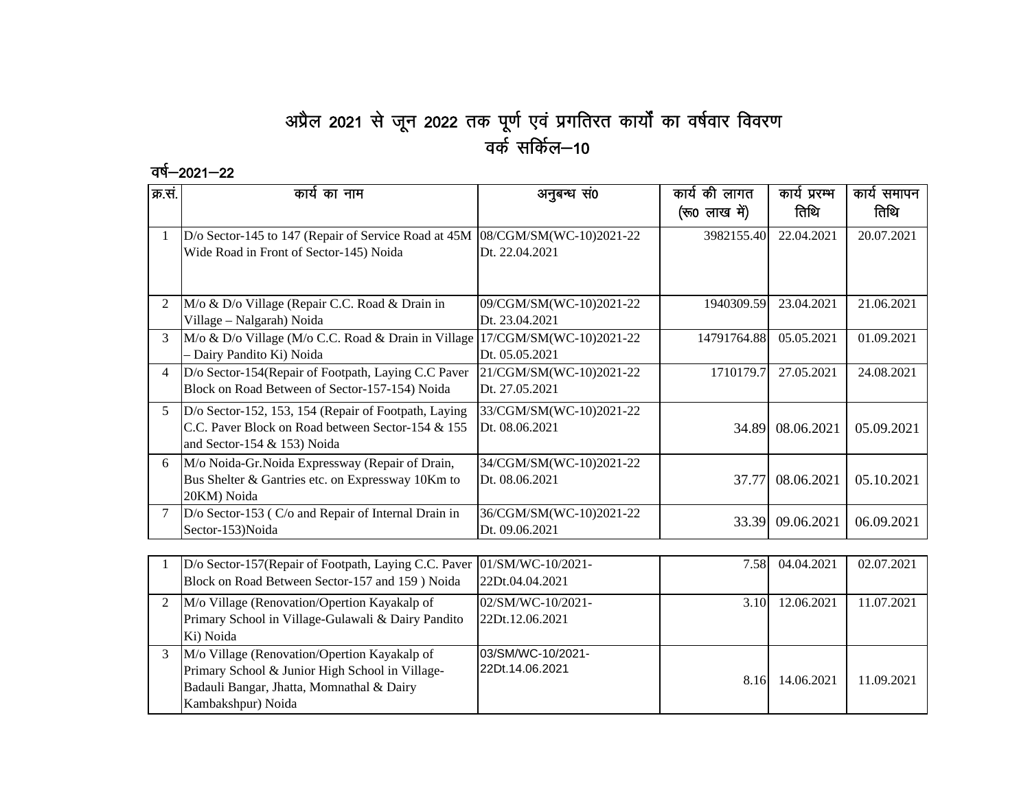# अप्रैल 2021 से जून 2022 तक पूर्ण एवं प्रगतिरत कार्यों का वर्षवार विवरण

## वर्क सर्किल–10

वर्ष–2021–22

| क्र.सं. | कार्य का नाम | अनुबन्ध सं0 | कार्य की लागत (रू0 लाख में) | कार्य प्रारम्भ तिथि | कार्य समापन तिथि |
|---|---|---|---|---|---|
| 1 | D/o Sector-145 to 147 (Repair of Service Road at 45M Wide Road in Front of Sector-145) Noida | 08/CGM/SM(WC-10)2021-22 Dt. 22.04.2021 | 3982155.40 | 22.04.2021 | 20.07.2021 |
| 2 | M/o & D/o Village (Repair C.C. Road & Drain in Village – Nalgarah) Noida | 09/CGM/SM(WC-10)2021-22 Dt. 23.04.2021 | 1940309.59 | 23.04.2021 | 21.06.2021 |
| 3 | M/o & D/o Village (M/o C.C. Road & Drain in Village – Dairy Pandito Ki) Noida | 17/CGM/SM(WC-10)2021-22 Dt. 05.05.2021 | 14791764.88 | 05.05.2021 | 01.09.2021 |
| 4 | D/o Sector-154(Repair of Footpath, Laying C.C Paver Block on Road Between of Sector-157-154) Noida | 21/CGM/SM(WC-10)2021-22 Dt. 27.05.2021 | 1710179.7 | 27.05.2021 | 24.08.2021 |
| 5 | D/o Sector-152, 153, 154 (Repair of Footpath, Laying C.C. Paver Block on Road between Sector-154 & 155 and Sector-154 & 153) Noida | 33/CGM/SM(WC-10)2021-22 Dt. 08.06.2021 | 34.89 | 08.06.2021 | 05.09.2021 |
| 6 | M/o Noida-Gr.Noida Expressway (Repair of Drain, Bus Shelter & Gantries etc. on Expressway 10Km to 20KM) Noida | 34/CGM/SM(WC-10)2021-22 Dt. 08.06.2021 | 37.77 | 08.06.2021 | 05.10.2021 |
| 7 | D/o Sector-153 ( C/o and Repair of Internal Drain in Sector-153)Noida | 36/CGM/SM(WC-10)2021-22 Dt. 09.06.2021 | 33.39 | 09.06.2021 | 06.09.2021 |

| | | | | | |
|---|---|---|---|---|---|
| 1 | D/o Sector-157(Repair of Footpath, Laying C.C. Paver Block on Road Between Sector-157 and 159 ) Noida | 01/SM/WC-10/2021-22Dt.04.04.2021 | 7.58 | 04.04.2021 | 02.07.2021 |
| 2 | M/o Village (Renovation/Opertion Kayakalp of Primary School in Village-Gulawali & Dairy Pandito Ki) Noida | 02/SM/WC-10/2021-22Dt.12.06.2021 | 3.10 | 12.06.2021 | 11.07.2021 |
| 3 | M/o Village (Renovation/Opertion Kayakalp of Primary School & Junior High School in Village-Badauli Bangar, Jhatta, Momnathal & Dairy Kambakshpur) Noida | 03/SM/WC-10/2021-22Dt.14.06.2021 | 8.16 | 14.06.2021 | 11.09.2021 |